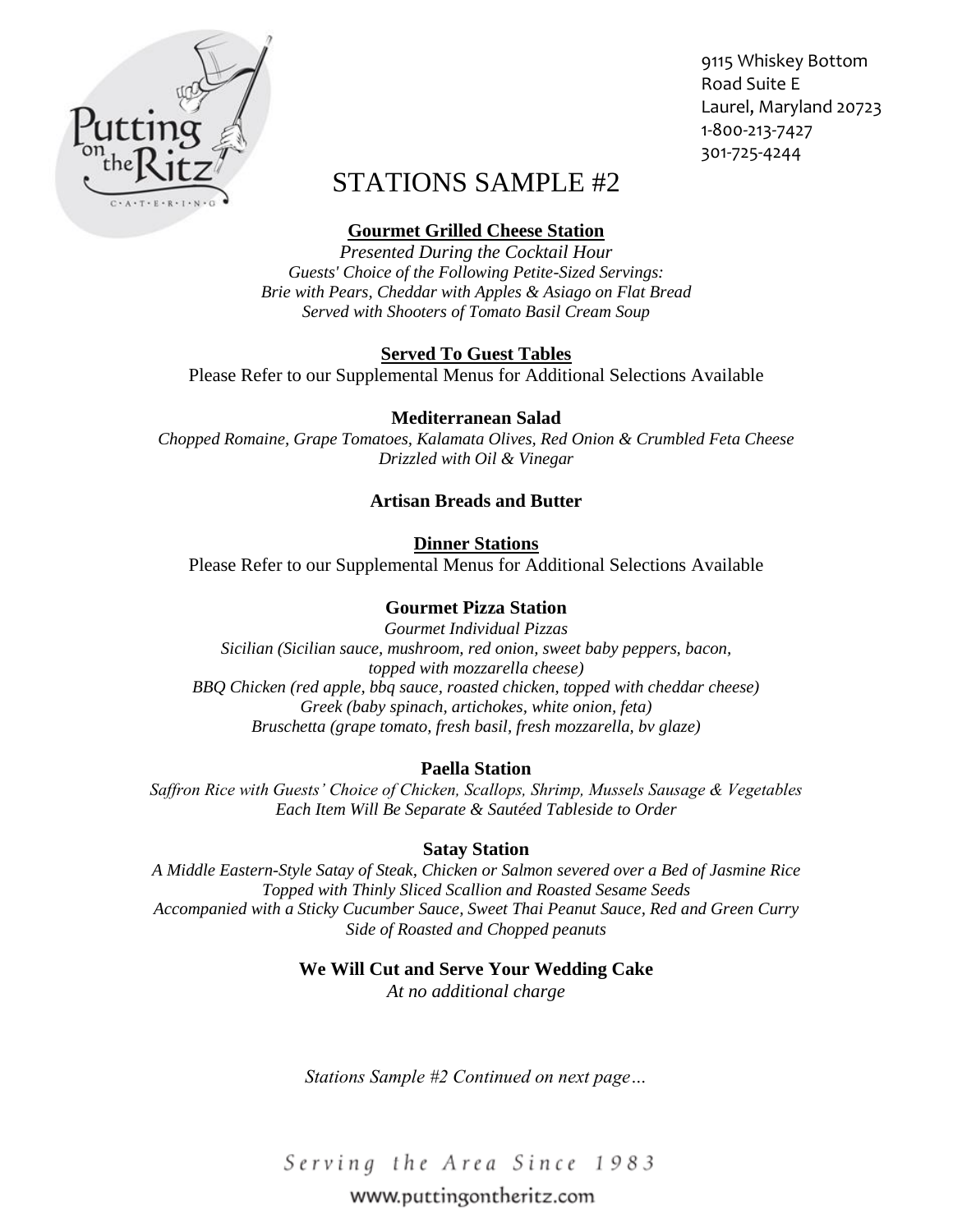9115 Whiskey Bottom
Road Suite E
Laurel, Maryland 20723
1-800-213-7427
301-725-4244

# STATIONS SAMPLE #2

**Gourmet Grilled Cheese Station**

*Presented During the Cocktail Hour*
*Guests' Choice of the Following Petite-Sized Servings:*
*Brie with Pears, Cheddar with Apples & Asiago on Flat Bread*
*Served with Shooters of Tomato Basil Cream Soup*

**Served To Guest Tables**

Please Refer to our Supplemental Menus for Additional Selections Available

**Mediterranean Salad**

*Chopped Romaine, Grape Tomatoes, Kalamata Olives, Red Onion & Crumbled Feta Cheese*
*Drizzled with Oil & Vinegar*

**Artisan Breads and Butter**

**Dinner Stations**

Please Refer to our Supplemental Menus for Additional Selections Available

**Gourmet Pizza Station**

*Gourmet Individual Pizzas*
*Sicilian (Sicilian sauce, mushroom, red onion, sweet baby peppers, bacon, topped with mozzarella cheese)*
*BBQ Chicken (red apple, bbq sauce, roasted chicken, topped with cheddar cheese)*
*Greek (baby spinach, artichokes, white onion, feta)*
*Bruschetta (grape tomato, fresh basil, fresh mozzarella, bv glaze)*

**Paella Station**

*Saffron Rice with Guests' Choice of Chicken, Scallops, Shrimp, Mussels Sausage & Vegetables*
*Each Item Will Be Separate & Sautéed Tableside to Order*

**Satay Station**

*A Middle Eastern-Style Satay of Steak, Chicken or Salmon severed over a Bed of Jasmine Rice*
*Topped with Thinly Sliced Scallion and Roasted Sesame Seeds*
*Accompanied with a Sticky Cucumber Sauce, Sweet Thai Peanut Sauce, Red and Green Curry*
*Side of Roasted and Chopped peanuts*

**We Will Cut and Serve Your Wedding Cake**

*At no additional charge*

*Stations Sample #2 Continued on next page…*

Serving the Area Since 1983
www.puttingontheritz.com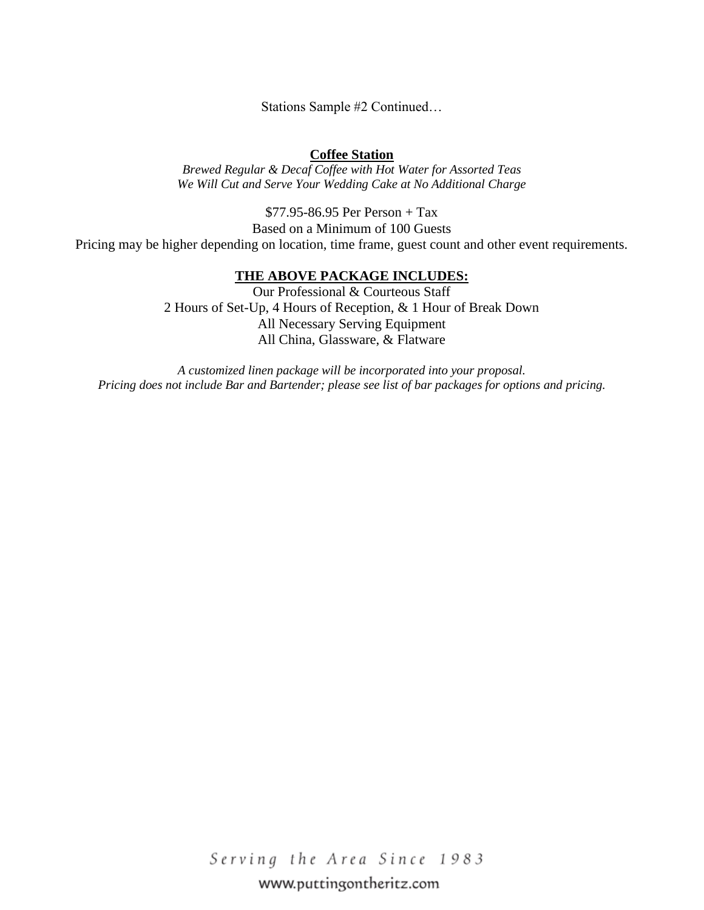Stations Sample #2 Continued…

**Coffee Station**

*Brewed Regular & Decaf Coffee with Hot Water for Assorted Teas*
*We Will Cut and Serve Your Wedding Cake at No Additional Charge*

$77.95-86.95 Per Person + Tax
Based on a Minimum of 100 Guests
Pricing may be higher depending on location, time frame, guest count and other event requirements.

**THE ABOVE PACKAGE INCLUDES:**

Our Professional & Courteous Staff
2 Hours of Set-Up, 4 Hours of Reception, & 1 Hour of Break Down
All Necessary Serving Equipment
All China, Glassware, & Flatware

*A customized linen package will be incorporated into your proposal.*
*Pricing does not include Bar and Bartender; please see list of bar packages for options and pricing.*

Serving the Area Since 1983
www.puttingontheritz.com